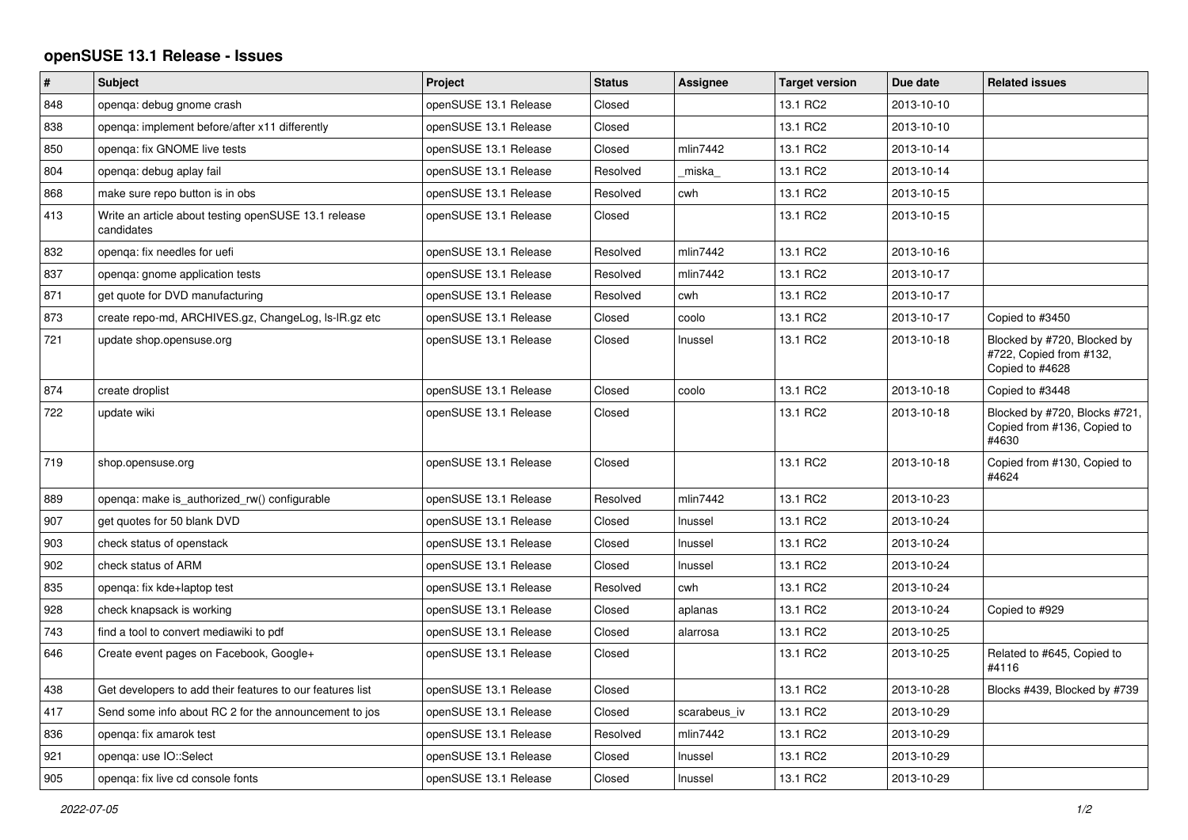# openSUSE 13.1 Release - Issues

| # | Subject | Project | Status | Assignee | Target version | Due date | Related issues |
|---|---|---|---|---|---|---|---|
| 848 | openqa: debug gnome crash | openSUSE 13.1 Release | Closed | | 13.1 RC2 | 2013-10-10 | |
| 838 | openqa: implement before/after x11 differently | openSUSE 13.1 Release | Closed | | 13.1 RC2 | 2013-10-10 | |
| 850 | openqa: fix GNOME live tests | openSUSE 13.1 Release | Closed | mlin7442 | 13.1 RC2 | 2013-10-14 | |
| 804 | openqa: debug aplay fail | openSUSE 13.1 Release | Resolved | _miska_ | 13.1 RC2 | 2013-10-14 | |
| 868 | make sure repo button is in obs | openSUSE 13.1 Release | Resolved | cwh | 13.1 RC2 | 2013-10-15 | |
| 413 | Write an article about testing openSUSE 13.1 release candidates | openSUSE 13.1 Release | Closed | | 13.1 RC2 | 2013-10-15 | |
| 832 | openqa: fix needles for uefi | openSUSE 13.1 Release | Resolved | mlin7442 | 13.1 RC2 | 2013-10-16 | |
| 837 | openqa: gnome application tests | openSUSE 13.1 Release | Resolved | mlin7442 | 13.1 RC2 | 2013-10-17 | |
| 871 | get quote for DVD manufacturing | openSUSE 13.1 Release | Resolved | cwh | 13.1 RC2 | 2013-10-17 | |
| 873 | create repo-md, ARCHIVES.gz, ChangeLog, ls-lR.gz etc | openSUSE 13.1 Release | Closed | coolo | 13.1 RC2 | 2013-10-17 | Copied to #3450 |
| 721 | update shop.opensuse.org | openSUSE 13.1 Release | Closed | lnussel | 13.1 RC2 | 2013-10-18 | Blocked by #720, Blocked by #722, Copied from #132, Copied to #4628 |
| 874 | create droplist | openSUSE 13.1 Release | Closed | coolo | 13.1 RC2 | 2013-10-18 | Copied to #3448 |
| 722 | update wiki | openSUSE 13.1 Release | Closed | | 13.1 RC2 | 2013-10-18 | Blocked by #720, Blocks #721, Copied from #136, Copied to #4630 |
| 719 | shop.opensuse.org | openSUSE 13.1 Release | Closed | | 13.1 RC2 | 2013-10-18 | Copied from #130, Copied to #4624 |
| 889 | openqa: make is_authorized_rw() configurable | openSUSE 13.1 Release | Resolved | mlin7442 | 13.1 RC2 | 2013-10-23 | |
| 907 | get quotes for 50 blank DVD | openSUSE 13.1 Release | Closed | lnussel | 13.1 RC2 | 2013-10-24 | |
| 903 | check status of openstack | openSUSE 13.1 Release | Closed | lnussel | 13.1 RC2 | 2013-10-24 | |
| 902 | check status of ARM | openSUSE 13.1 Release | Closed | lnussel | 13.1 RC2 | 2013-10-24 | |
| 835 | openqa: fix kde+laptop test | openSUSE 13.1 Release | Resolved | cwh | 13.1 RC2 | 2013-10-24 | |
| 928 | check knapsack is working | openSUSE 13.1 Release | Closed | aplanas | 13.1 RC2 | 2013-10-24 | Copied to #929 |
| 743 | find a tool to convert mediawiki to pdf | openSUSE 13.1 Release | Closed | alarrosa | 13.1 RC2 | 2013-10-25 | |
| 646 | Create event pages on Facebook, Google+ | openSUSE 13.1 Release | Closed | | 13.1 RC2 | 2013-10-25 | Related to #645, Copied to #4116 |
| 438 | Get developers to add their features to our features list | openSUSE 13.1 Release | Closed | | 13.1 RC2 | 2013-10-28 | Blocks #439, Blocked by #739 |
| 417 | Send some info about RC 2 for the announcement to jos | openSUSE 13.1 Release | Closed | scarabeus_iv | 13.1 RC2 | 2013-10-29 | |
| 836 | openqa: fix amarok test | openSUSE 13.1 Release | Resolved | mlin7442 | 13.1 RC2 | 2013-10-29 | |
| 921 | openqa: use IO::Select | openSUSE 13.1 Release | Closed | lnussel | 13.1 RC2 | 2013-10-29 | |
| 905 | openqa: fix live cd console fonts | openSUSE 13.1 Release | Closed | lnussel | 13.1 RC2 | 2013-10-29 | |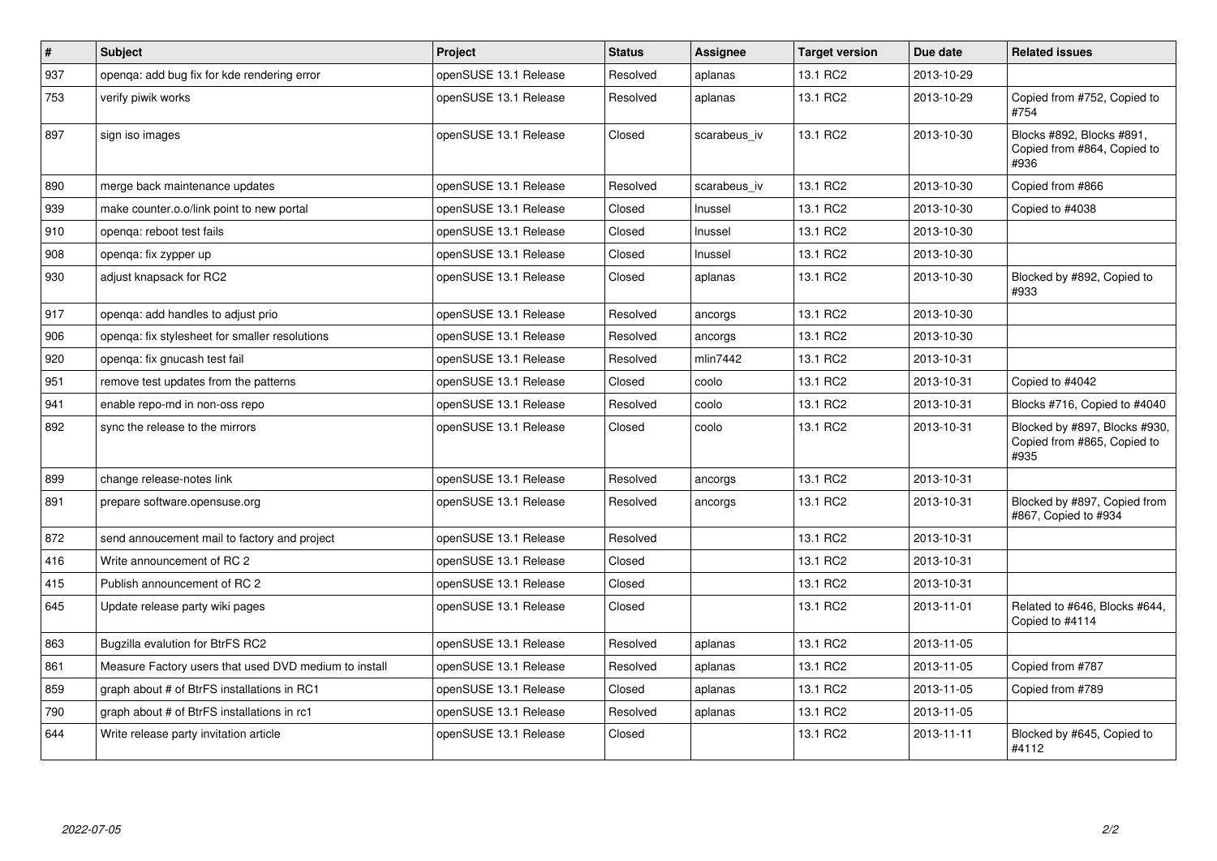| # | Subject | Project | Status | Assignee | Target version | Due date | Related issues |
|---|---|---|---|---|---|---|---|
| 937 | openqa: add bug fix for kde rendering error | openSUSE 13.1 Release | Resolved | aplanas | 13.1 RC2 | 2013-10-29 | |
| 753 | verify piwik works | openSUSE 13.1 Release | Resolved | aplanas | 13.1 RC2 | 2013-10-29 | Copied from #752, Copied to #754 |
| 897 | sign iso images | openSUSE 13.1 Release | Closed | scarabeus_iv | 13.1 RC2 | 2013-10-30 | Blocks #892, Blocks #891, Copied from #864, Copied to #936 |
| 890 | merge back maintenance updates | openSUSE 13.1 Release | Resolved | scarabeus_iv | 13.1 RC2 | 2013-10-30 | Copied from #866 |
| 939 | make counter.o.o/link point to new portal | openSUSE 13.1 Release | Closed | lnussel | 13.1 RC2 | 2013-10-30 | Copied to #4038 |
| 910 | openqa: reboot test fails | openSUSE 13.1 Release | Closed | lnussel | 13.1 RC2 | 2013-10-30 | |
| 908 | openqa: fix zypper up | openSUSE 13.1 Release | Closed | lnussel | 13.1 RC2 | 2013-10-30 | |
| 930 | adjust knapsack for RC2 | openSUSE 13.1 Release | Closed | aplanas | 13.1 RC2 | 2013-10-30 | Blocked by #892, Copied to #933 |
| 917 | openqa: add handles to adjust prio | openSUSE 13.1 Release | Resolved | ancorgs | 13.1 RC2 | 2013-10-30 | |
| 906 | openqa: fix stylesheet for smaller resolutions | openSUSE 13.1 Release | Resolved | ancorgs | 13.1 RC2 | 2013-10-30 | |
| 920 | openqa: fix gnucash test fail | openSUSE 13.1 Release | Resolved | mlin7442 | 13.1 RC2 | 2013-10-31 | |
| 951 | remove test updates from the patterns | openSUSE 13.1 Release | Closed | coolo | 13.1 RC2 | 2013-10-31 | Copied to #4042 |
| 941 | enable repo-md in non-oss repo | openSUSE 13.1 Release | Resolved | coolo | 13.1 RC2 | 2013-10-31 | Blocks #716, Copied to #4040 |
| 892 | sync the release to the mirrors | openSUSE 13.1 Release | Closed | coolo | 13.1 RC2 | 2013-10-31 | Blocked by #897, Blocks #930, Copied from #865, Copied to #935 |
| 899 | change release-notes link | openSUSE 13.1 Release | Resolved | ancorgs | 13.1 RC2 | 2013-10-31 | |
| 891 | prepare software.opensuse.org | openSUSE 13.1 Release | Resolved | ancorgs | 13.1 RC2 | 2013-10-31 | Blocked by #897, Copied from #867, Copied to #934 |
| 872 | send annoucement mail to factory and project | openSUSE 13.1 Release | Resolved | | 13.1 RC2 | 2013-10-31 | |
| 416 | Write announcement of RC 2 | openSUSE 13.1 Release | Closed | | 13.1 RC2 | 2013-10-31 | |
| 415 | Publish announcement of RC 2 | openSUSE 13.1 Release | Closed | | 13.1 RC2 | 2013-10-31 | |
| 645 | Update release party wiki pages | openSUSE 13.1 Release | Closed | | 13.1 RC2 | 2013-11-01 | Related to #646, Blocks #644, Copied to #4114 |
| 863 | Bugzilla evalution for BtrFS RC2 | openSUSE 13.1 Release | Resolved | aplanas | 13.1 RC2 | 2013-11-05 | |
| 861 | Measure Factory users that used DVD medium to install | openSUSE 13.1 Release | Resolved | aplanas | 13.1 RC2 | 2013-11-05 | Copied from #787 |
| 859 | graph about # of BtrFS installations in RC1 | openSUSE 13.1 Release | Closed | aplanas | 13.1 RC2 | 2013-11-05 | Copied from #789 |
| 790 | graph about # of BtrFS installations in rc1 | openSUSE 13.1 Release | Resolved | aplanas | 13.1 RC2 | 2013-11-05 | |
| 644 | Write release party invitation article | openSUSE 13.1 Release | Closed | | 13.1 RC2 | 2013-11-11 | Blocked by #645, Copied to #4112 |

2022-07-05